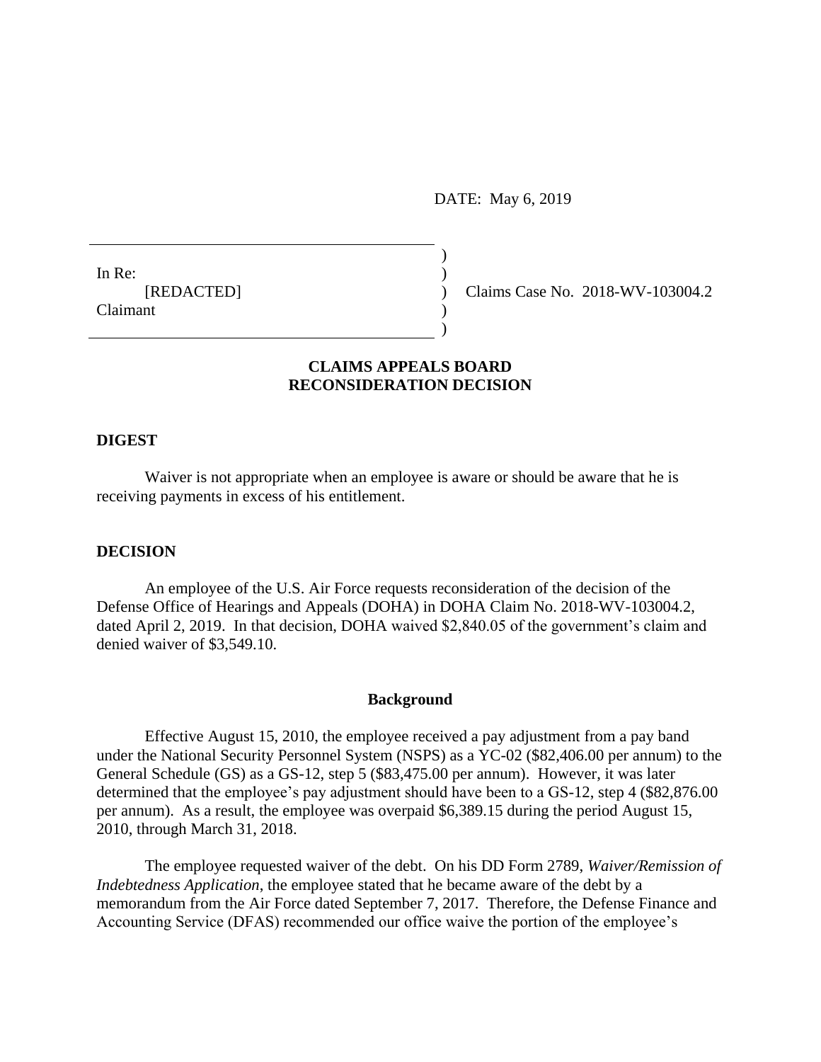DATE: May 6, 2019

In Re:
[REDACTED]
Claimant

Claims Case No. 2018-WV-103004.2

**CLAIMS APPEALS BOARD**
**RECONSIDERATION DECISION**

**DIGEST**

Waiver is not appropriate when an employee is aware or should be aware that he is receiving payments in excess of his entitlement.

**DECISION**

An employee of the U.S. Air Force requests reconsideration of the decision of the Defense Office of Hearings and Appeals (DOHA) in DOHA Claim No. 2018-WV-103004.2, dated April 2, 2019. In that decision, DOHA waived $2,840.05 of the government's claim and denied waiver of $3,549.10.

**Background**

Effective August 15, 2010, the employee received a pay adjustment from a pay band under the National Security Personnel System (NSPS) as a YC-02 ($82,406.00 per annum) to the General Schedule (GS) as a GS-12, step 5 ($83,475.00 per annum). However, it was later determined that the employee's pay adjustment should have been to a GS-12, step 4 ($82,876.00 per annum). As a result, the employee was overpaid $6,389.15 during the period August 15, 2010, through March 31, 2018.

The employee requested waiver of the debt. On his DD Form 2789, *Waiver/Remission of Indebtedness Application*, the employee stated that he became aware of the debt by a memorandum from the Air Force dated September 7, 2017. Therefore, the Defense Finance and Accounting Service (DFAS) recommended our office waive the portion of the employee's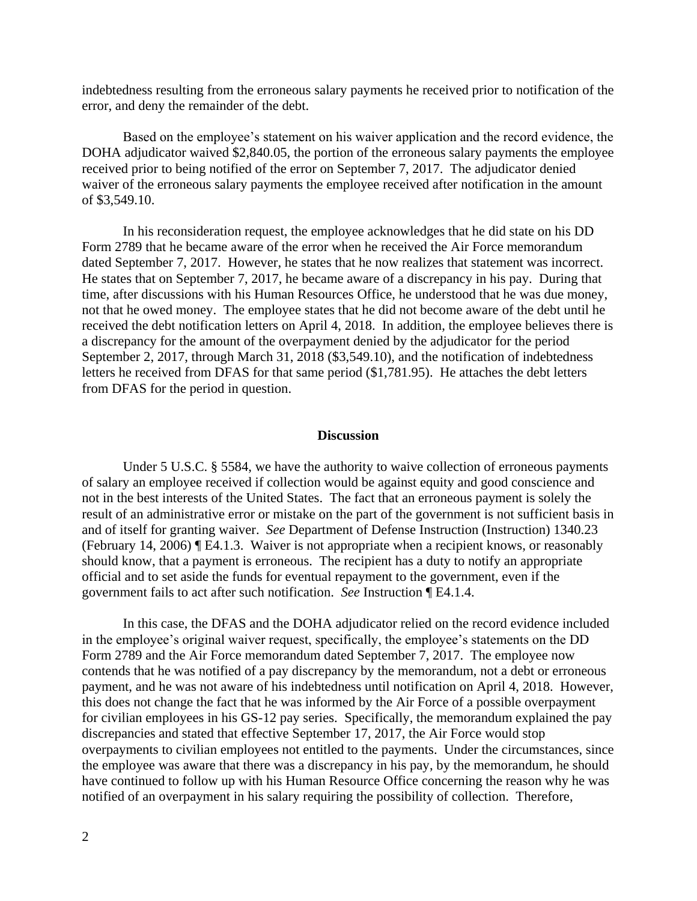indebtedness resulting from the erroneous salary payments he received prior to notification of the error, and deny the remainder of the debt.

Based on the employee's statement on his waiver application and the record evidence, the DOHA adjudicator waived $2,840.05, the portion of the erroneous salary payments the employee received prior to being notified of the error on September 7, 2017. The adjudicator denied waiver of the erroneous salary payments the employee received after notification in the amount of $3,549.10.

In his reconsideration request, the employee acknowledges that he did state on his DD Form 2789 that he became aware of the error when he received the Air Force memorandum dated September 7, 2017. However, he states that he now realizes that statement was incorrect. He states that on September 7, 2017, he became aware of a discrepancy in his pay. During that time, after discussions with his Human Resources Office, he understood that he was due money, not that he owed money. The employee states that he did not become aware of the debt until he received the debt notification letters on April 4, 2018. In addition, the employee believes there is a discrepancy for the amount of the overpayment denied by the adjudicator for the period September 2, 2017, through March 31, 2018 ($3,549.10), and the notification of indebtedness letters he received from DFAS for that same period ($1,781.95). He attaches the debt letters from DFAS for the period in question.

## Discussion

Under 5 U.S.C. § 5584, we have the authority to waive collection of erroneous payments of salary an employee received if collection would be against equity and good conscience and not in the best interests of the United States. The fact that an erroneous payment is solely the result of an administrative error or mistake on the part of the government is not sufficient basis in and of itself for granting waiver. *See* Department of Defense Instruction (Instruction) 1340.23 (February 14, 2006) ¶ E4.1.3. Waiver is not appropriate when a recipient knows, or reasonably should know, that a payment is erroneous. The recipient has a duty to notify an appropriate official and to set aside the funds for eventual repayment to the government, even if the government fails to act after such notification. *See* Instruction ¶ E4.1.4.

In this case, the DFAS and the DOHA adjudicator relied on the record evidence included in the employee's original waiver request, specifically, the employee's statements on the DD Form 2789 and the Air Force memorandum dated September 7, 2017. The employee now contends that he was notified of a pay discrepancy by the memorandum, not a debt or erroneous payment, and he was not aware of his indebtedness until notification on April 4, 2018. However, this does not change the fact that he was informed by the Air Force of a possible overpayment for civilian employees in his GS-12 pay series. Specifically, the memorandum explained the pay discrepancies and stated that effective September 17, 2017, the Air Force would stop overpayments to civilian employees not entitled to the payments. Under the circumstances, since the employee was aware that there was a discrepancy in his pay, by the memorandum, he should have continued to follow up with his Human Resource Office concerning the reason why he was notified of an overpayment in his salary requiring the possibility of collection. Therefore,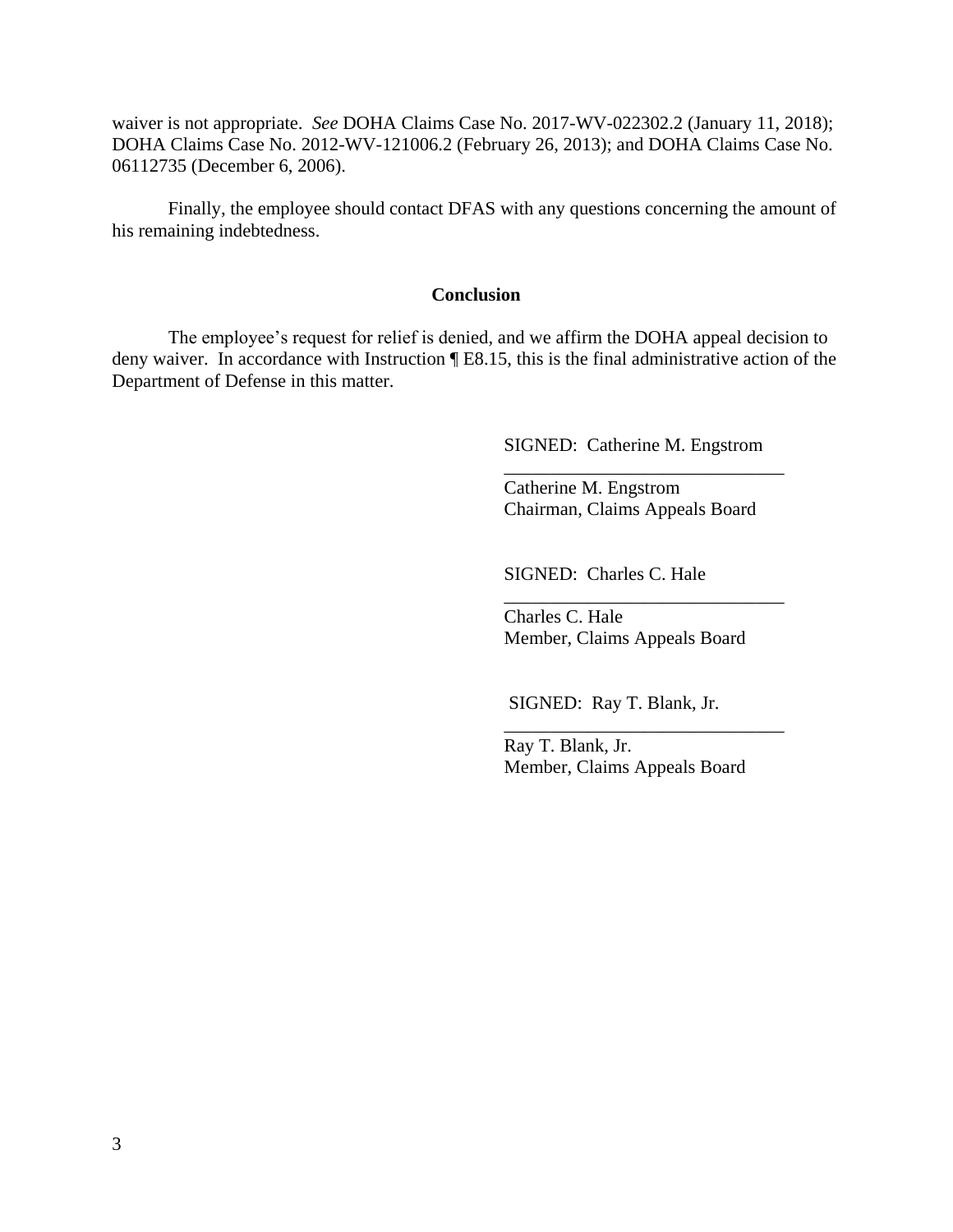waiver is not appropriate. *See* DOHA Claims Case No. 2017-WV-022302.2 (January 11, 2018); DOHA Claims Case No. 2012-WV-121006.2 (February 26, 2013); and DOHA Claims Case No. 06112735 (December 6, 2006).

Finally, the employee should contact DFAS with any questions concerning the amount of his remaining indebtedness.

## Conclusion

The employee's request for relief is denied, and we affirm the DOHA appeal decision to deny waiver. In accordance with Instruction ¶ E8.15, this is the final administrative action of the Department of Defense in this matter.

SIGNED: Catherine M. Engstrom
\_\_\_\_\_\_\_\_\_\_\_\_\_\_\_\_\_\_\_\_\_\_\_\_\_\_\_\_\_\_
Catherine M. Engstrom
Chairman, Claims Appeals Board

SIGNED: Charles C. Hale
\_\_\_\_\_\_\_\_\_\_\_\_\_\_\_\_\_\_\_\_\_\_\_\_\_\_\_\_\_\_
Charles C. Hale
Member, Claims Appeals Board

SIGNED: Ray T. Blank, Jr.
\_\_\_\_\_\_\_\_\_\_\_\_\_\_\_\_\_\_\_\_\_\_\_\_\_\_\_\_\_\_
Ray T. Blank, Jr.
Member, Claims Appeals Board